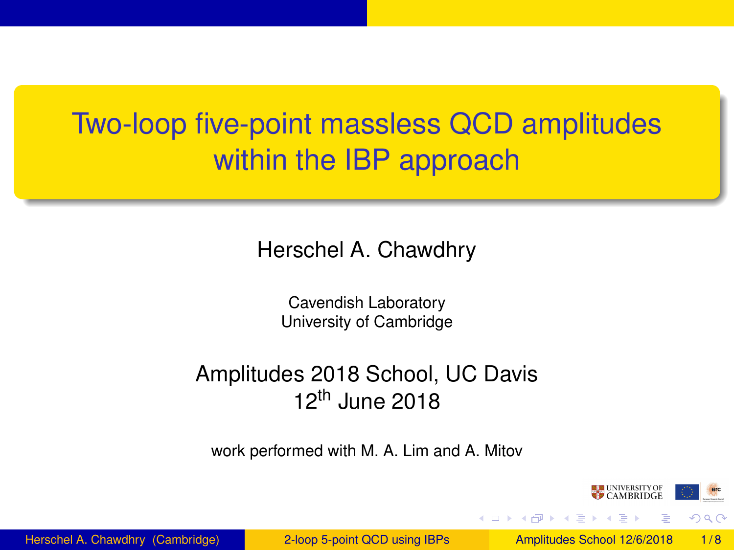# Two-loop five-point massless QCD amplitudes within the IBP approach

Herschel A. Chawdhry

Cavendish Laboratory
University of Cambridge

Amplitudes 2018 School, UC Davis
12th June 2018

work performed with M. A. Lim and A. Mitov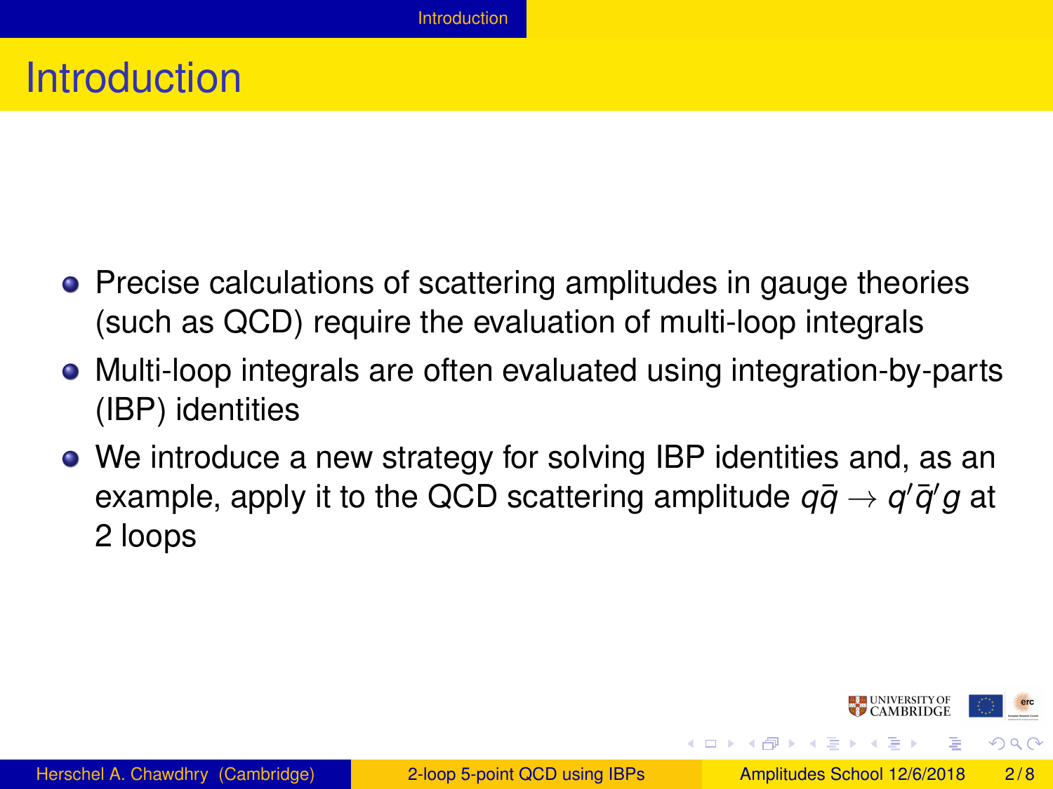# Introduction

- Precise calculations of scattering amplitudes in gauge theories (such as QCD) require the evaluation of multi-loop integrals
- Multi-loop integrals are often evaluated using integration-by-parts (IBP) identities
- We introduce a new strategy for solving IBP identities and, as an example, apply it to the QCD scattering amplitude $q\bar{q} \to q'\bar{q}'g$ at 2 loops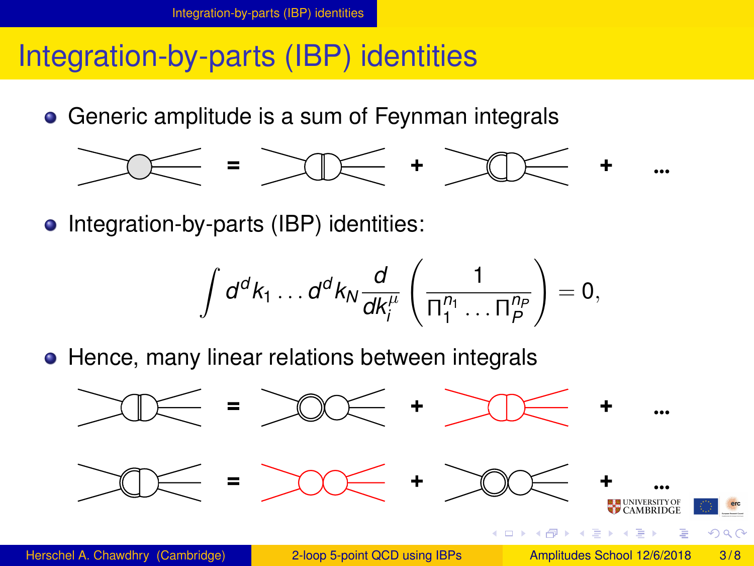# Integration-by-parts (IBP) identities

- Generic amplitude is a sum of Feynman integrals

= + + ...

- Integration-by-parts (IBP) identities:

$$\int d^d k_1 \ldots d^d k_N \frac{d}{dk_i^\mu} \left( \frac{1}{\Pi_1^{n_1} \ldots \Pi_P^{n_P}} \right) = 0,$$

- Hence, many linear relations between integrals

= + + ...

= + + ...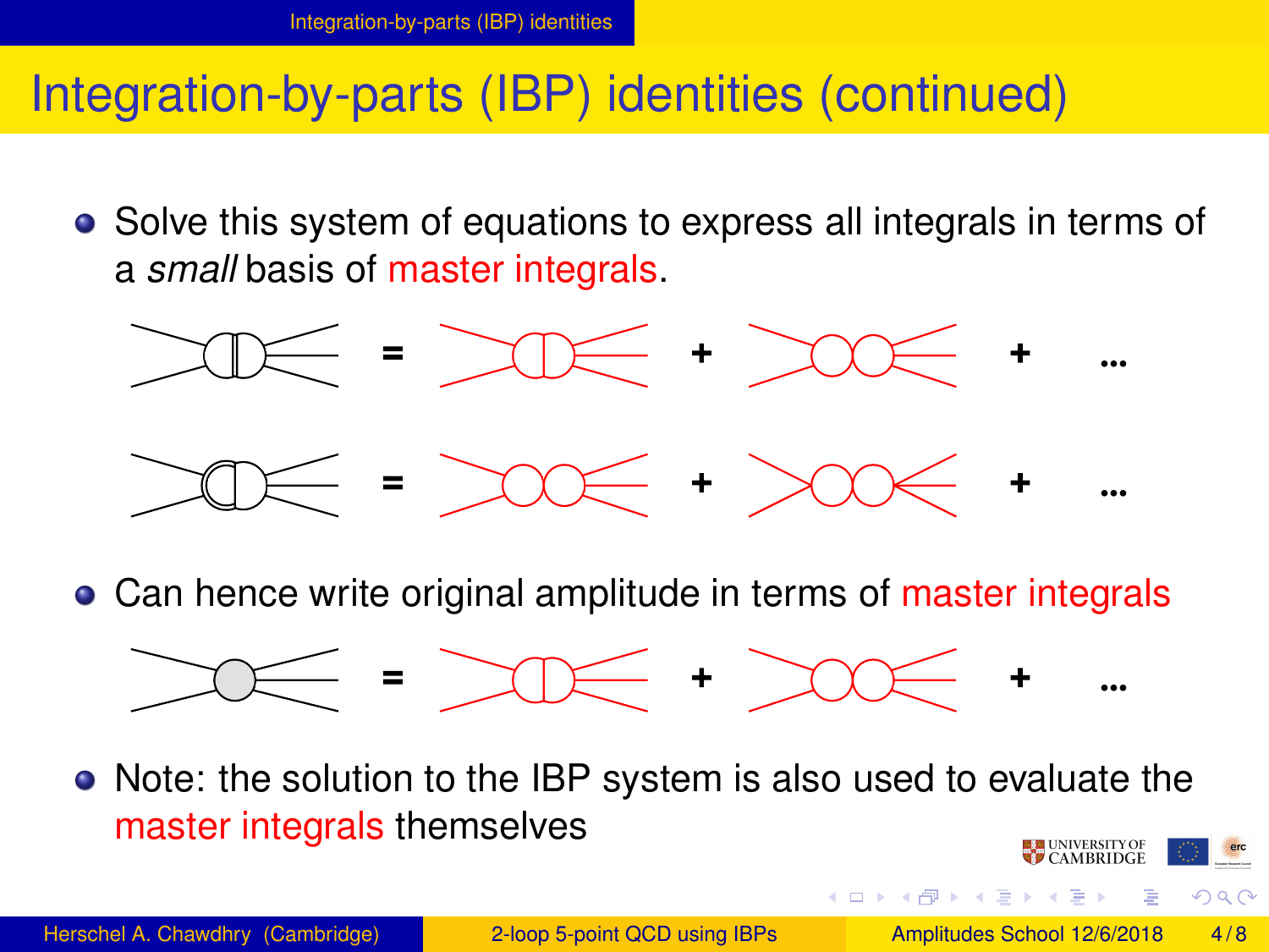# Integration-by-parts (IBP) identities (continued)

- Solve this system of equations to express all integrals in terms of a *small* basis of master integrals.

= + + ...

= + + ...

- Can hence write original amplitude in terms of master integrals

= + + ...

- Note: the solution to the IBP system is also used to evaluate the master integrals themselves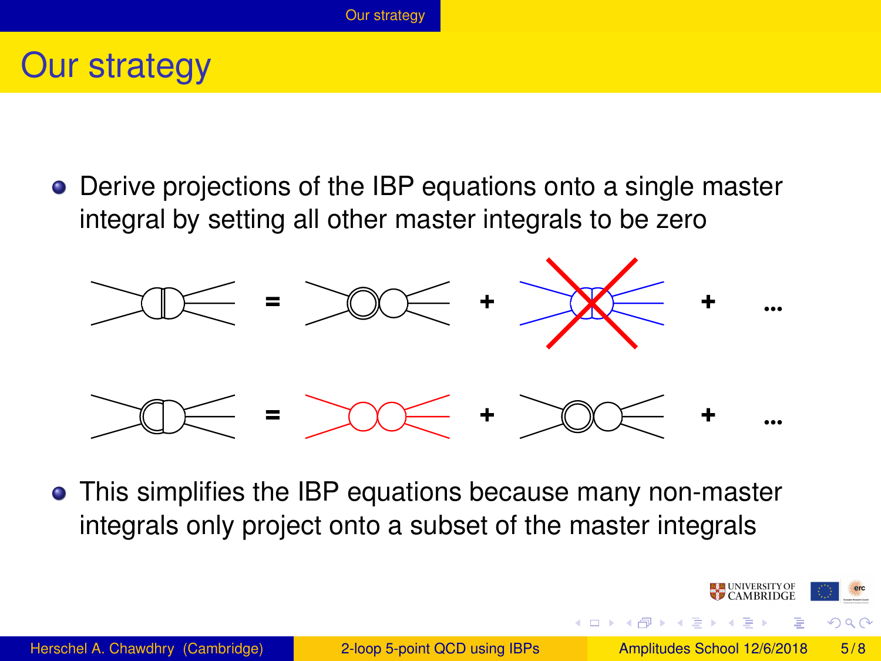# Our strategy

- Derive projections of the IBP equations onto a single master integral by setting all other master integrals to be zero

= + + ...

= + + ...

- This simplifies the IBP equations because many non-master integrals only project onto a subset of the master integrals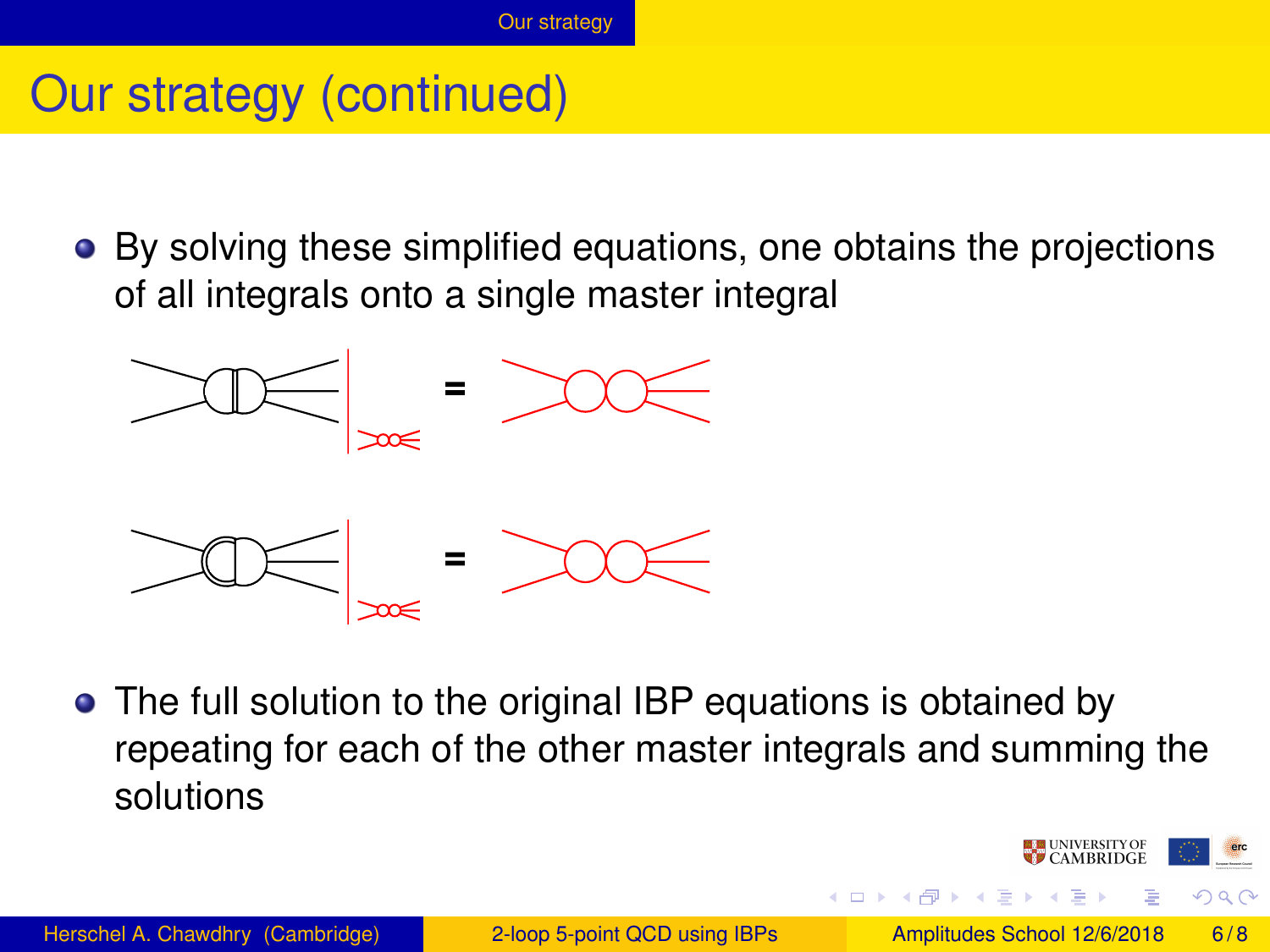# Our strategy (continued)

- By solving these simplified equations, one obtains the projections of all integrals onto a single master integral

=

=

- The full solution to the original IBP equations is obtained by repeating for each of the other master integrals and summing the solutions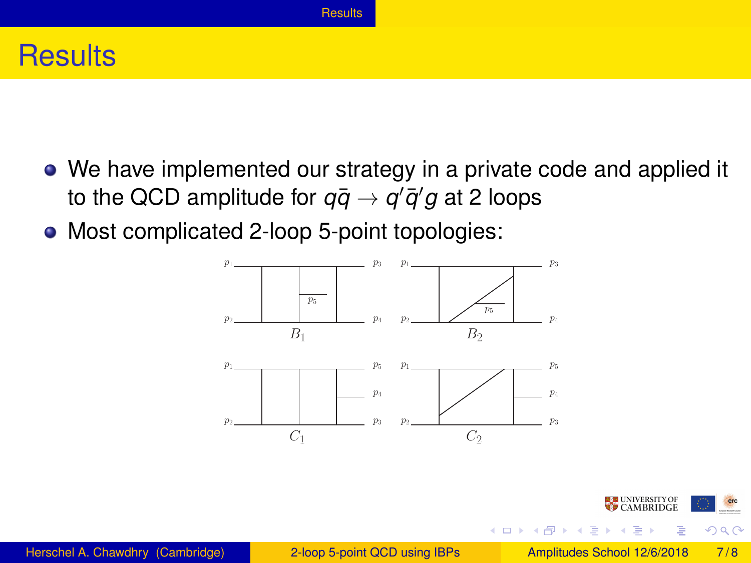# Results

- We have implemented our strategy in a private code and applied it to the QCD amplitude for $q\bar{q} \to q'\bar{q}'g$ at 2 loops
- Most complicated 2-loop 5-point topologies:

$p_1$ $p_3$ $p_5$ $p_2$ $p_4$

$B_1$

$p_1$ $p_3$ $p_5$ $p_2$ $p_4$

$B_2$

$p_1$ $p_5$ $p_4$ $p_2$ $p_3$

$C_1$

$p_1$ $p_5$ $p_4$ $p_2$ $p_3$

$C_2$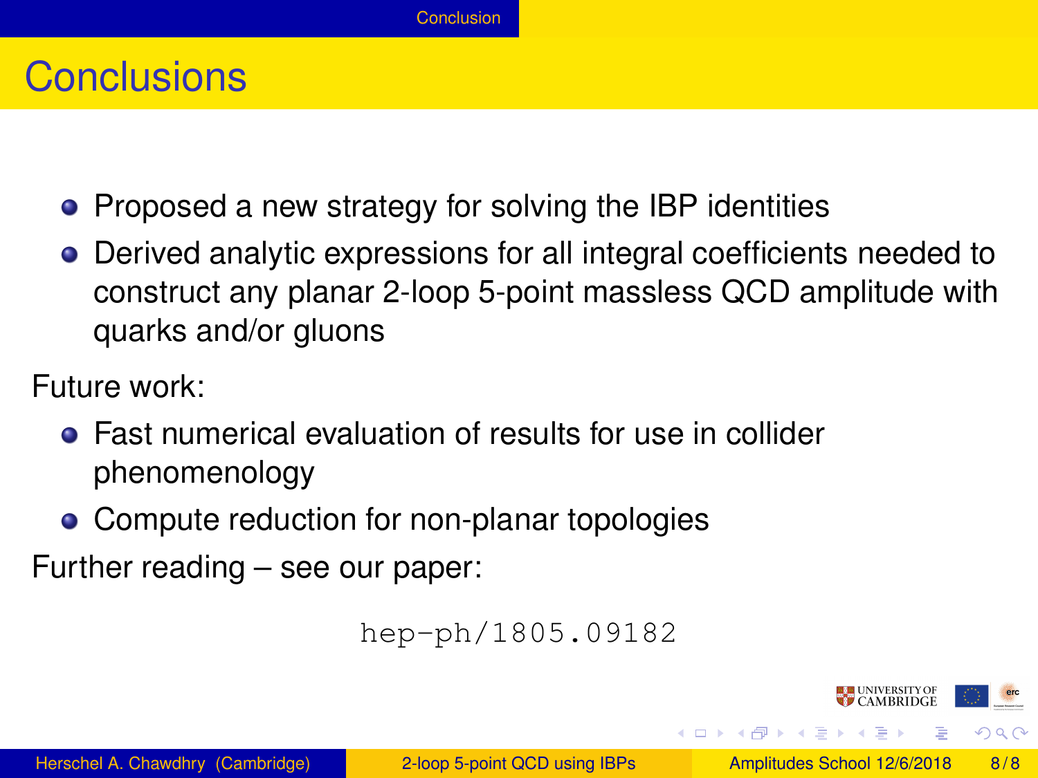# Conclusions

- Proposed a new strategy for solving the IBP identities
- Derived analytic expressions for all integral coefficients needed to construct any planar 2-loop 5-point massless QCD amplitude with quarks and/or gluons

Future work:

- Fast numerical evaluation of results for use in collider phenomenology
- Compute reduction for non-planar topologies

Further reading – see our paper:

`hep-ph/1805.09182`